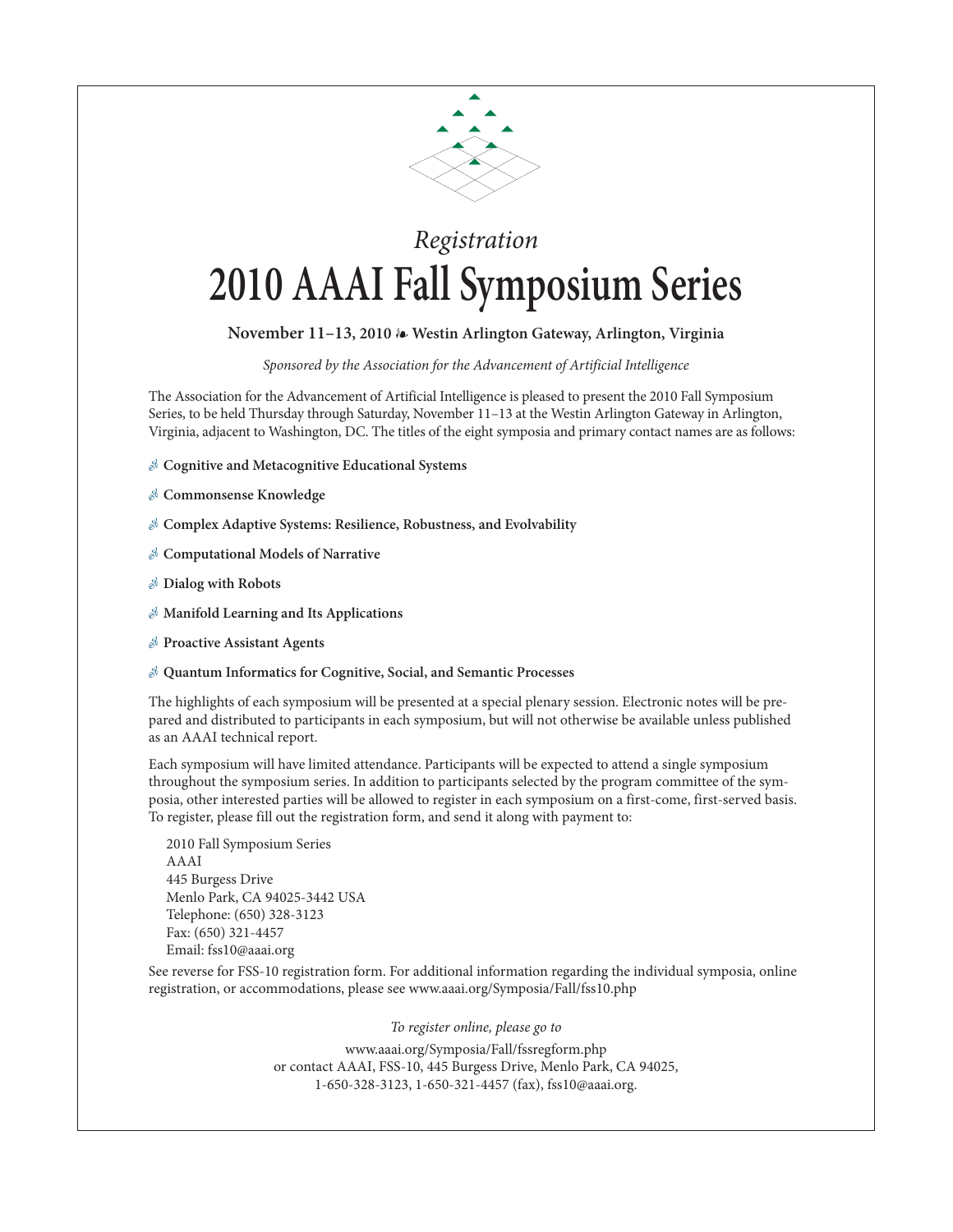*Registration*

# 2010 AAAI Fall Symposium Series

**November 11–13, 2010 ❧ Westin Arlington Gateway, Arlington, Virginia**

*Sponsored by the Association for the Advancement of Artificial Intelligence*

The Association for the Advancement of Artificial Intelligence is pleased to present the 2010 Fall Symposium Series, to be held Thursday through Saturday, November 11–13 at the Westin Arlington Gateway in Arlington, Virginia, adjacent to Washington, DC. The titles of the eight symposia and primary contact names are as follows:

- **Cognitive and Metacognitive Educational Systems**
- **Commonsense Knowledge**
- **Complex Adaptive Systems: Resilience, Robustness, and Evolvability**
- **Computational Models of Narrative**
- **Dialog with Robots**
- **Manifold Learning and Its Applications**
- **Proactive Assistant Agents**
- **Quantum Informatics for Cognitive, Social, and Semantic Processes**

The highlights of each symposium will be presented at a special plenary session. Electronic notes will be prepared and distributed to participants in each symposium, but will not otherwise be available unless published as an AAAI technical report.

Each symposium will have limited attendance. Participants will be expected to attend a single symposium throughout the symposium series. In addition to participants selected by the program committee of the symposia, other interested parties will be allowed to register in each symposium on a first-come, first-served basis. To register, please fill out the registration form, and send it along with payment to:

2010 Fall Symposium Series
AAAI
445 Burgess Drive
Menlo Park, CA 94025-3442 USA
Telephone: (650) 328-3123
Fax: (650) 321-4457
Email: fss10@aaai.org

See reverse for FSS-10 registration form. For additional information regarding the individual symposia, online registration, or accommodations, please see www.aaai.org/Symposia/Fall/fss10.php

*To register online, please go to*

www.aaai.org/Symposia/Fall/fssregform.php
or contact AAAI, FSS-10, 445 Burgess Drive, Menlo Park, CA 94025,
1-650-328-3123, 1-650-321-4457 (fax), fss10@aaai.org.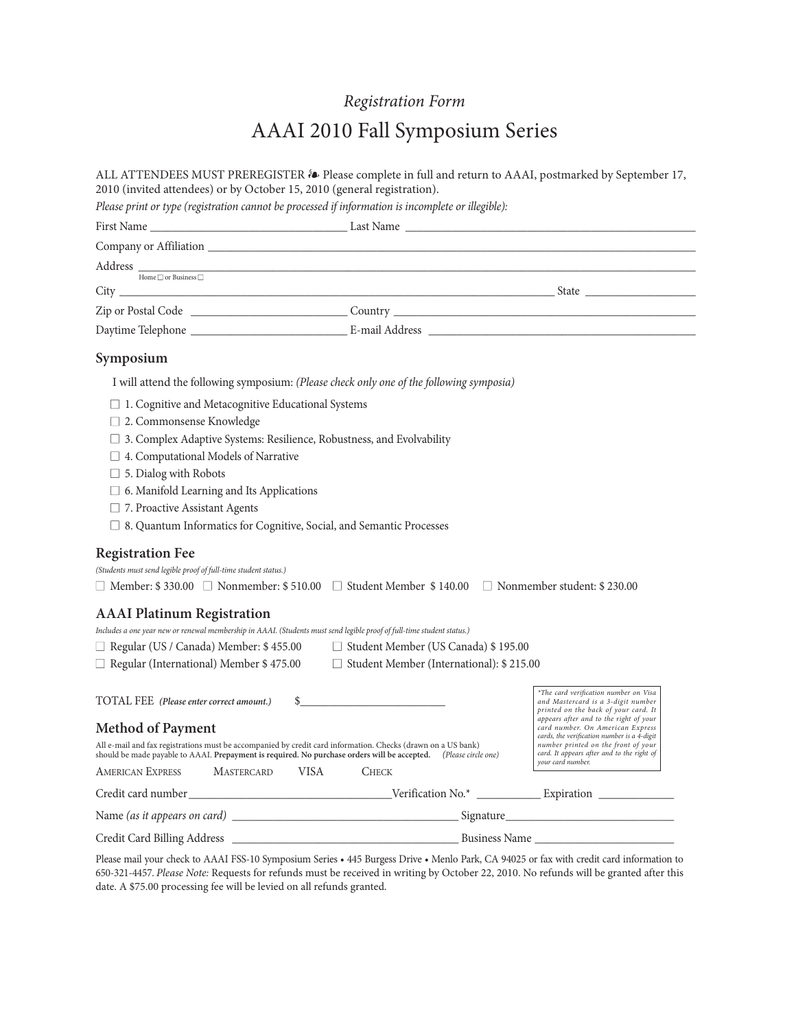*Registration Form*

# AAAI 2010 Fall Symposium Series

ALL ATTENDEES MUST PREREGISTER ❧ Please complete in full and return to AAAI, postmarked by September 17, 2010 (invited attendees) or by October 15, 2010 (general registration).

*Please print or type (registration cannot be processed if information is incomplete or illegible):*

First Name ______________________________ Last Name ______________________________

Company or Affiliation ______________________________

Address ______________________________
Home ☐ or Business ☐

City ______________________________ State ______________

Zip or Postal Code ______________________ Country ______________________________

Daytime Telephone ______________________ E-mail Address ______________________________

## Symposium

I will attend the following symposium: *(Please check only one of the following symposia)*

- ☐ 1. Cognitive and Metacognitive Educational Systems
- ☐ 2. Commonsense Knowledge
- ☐ 3. Complex Adaptive Systems: Resilience, Robustness, and Evolvability
- ☐ 4. Computational Models of Narrative
- ☐ 5. Dialog with Robots
- ☐ 6. Manifold Learning and Its Applications
- ☐ 7. Proactive Assistant Agents
- ☐ 8. Quantum Informatics for Cognitive, Social, and Semantic Processes

## Registration Fee

*(Students must send legible proof of full-time student status.)*

☐ Member: $ 330.00 ☐ Nonmember: $ 510.00 ☐ Student Member $ 140.00 ☐ Nonmember student: $ 230.00

## AAAI Platinum Registration

*Includes a one year new or renewal membership in AAAI. (Students must send legible proof of full-time student status.)*

☐ Regular (US / Canada) Member: $ 455.00 ☐ Student Member (US Canada) $ 195.00

☐ Regular (International) Member $ 475.00 ☐ Student Member (International): $ 215.00

TOTAL FEE *(Please enter correct amount.)* $______________________

## Method of Payment

All e-mail and fax registrations must be accompanied by credit card information. Checks (drawn on a US bank) should be made payable to AAAI. **Prepayment is required. No purchase orders will be accepted.** *(Please circle one)*

AMERICAN EXPRESS MASTERCARD VISA CHECK

*\*The card verification number on Visa and Mastercard is a 3-digit number printed on the back of your card. It appears after and to the right of your card number. On American Express cards, the verification number is a 4-digit number printed on the front of your card. It appears after and to the right of your card number.*

Credit card number ______________________________ Verification No.* ____________ Expiration ____________

Name *(as it appears on card)* ______________________________ Signature ______________________________

Credit Card Billing Address ______________________________ Business Name ______________________________

Please mail your check to AAAI FSS-10 Symposium Series • 445 Burgess Drive • Menlo Park, CA 94025 or fax with credit card information to 650-321-4457. *Please Note:* Requests for refunds must be received in writing by October 22, 2010. No refunds will be granted after this date. A $75.00 processing fee will be levied on all refunds granted.